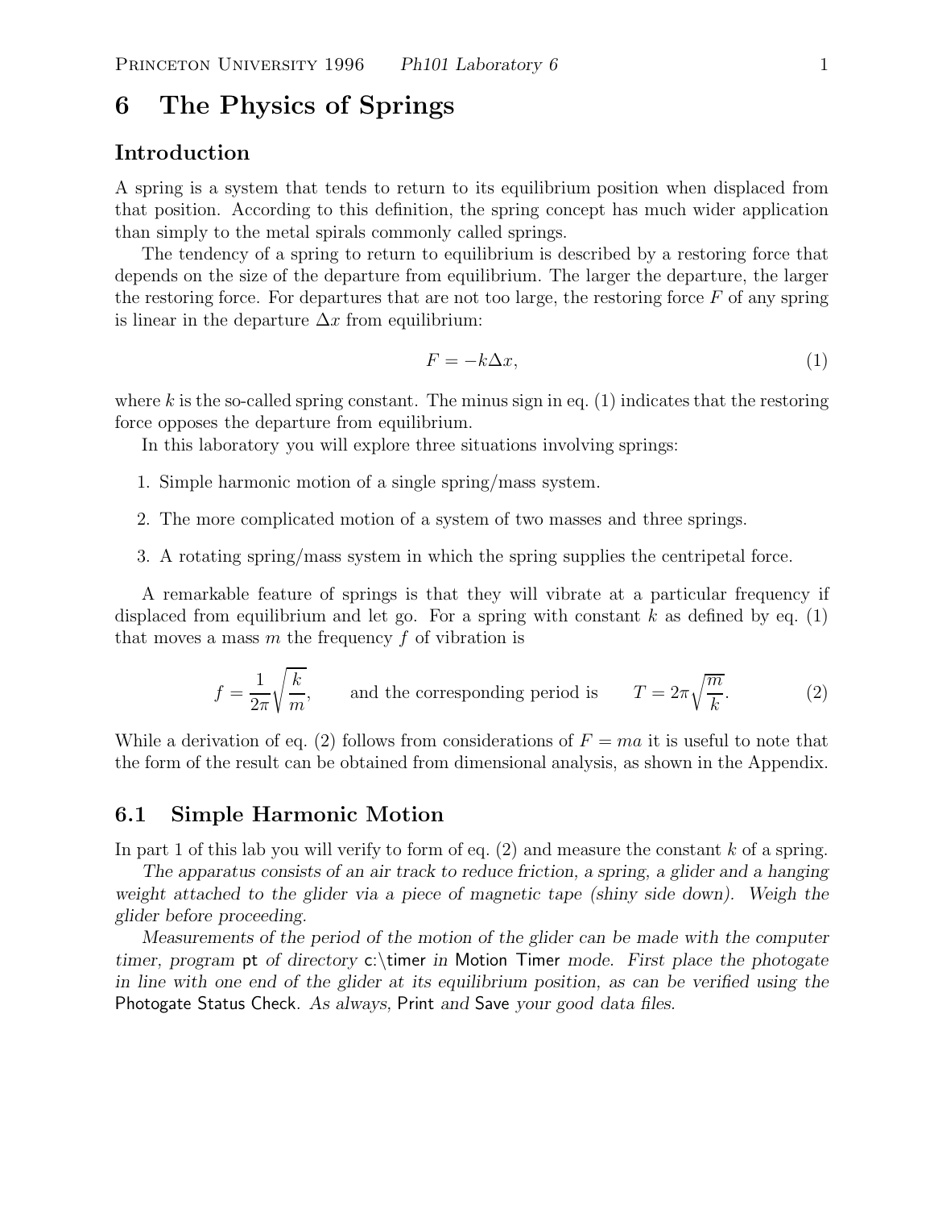# 6 The Physics of Springs

## Introduction

A spring is a system that tends to return to its equilibrium position when displaced from that position. According to this definition, the spring concept has much wider application than simply to the metal spirals commonly called springs.

The tendency of a spring to return to equilibrium is described by a restoring force that depends on the size of the departure from equilibrium. The larger the departure, the larger the restoring force. For departures that are not too large, the restoring force $F$ of any spring is linear in the departure $\Delta x$ from equilibrium:

$$F = -k\Delta x, \tag{1}$$

where $k$ is the so-called spring constant. The minus sign in eq. (1) indicates that the restoring force opposes the departure from equilibrium.

In this laboratory you will explore three situations involving springs:

1. Simple harmonic motion of a single spring/mass system.
2. The more complicated motion of a system of two masses and three springs.
3. A rotating spring/mass system in which the spring supplies the centripetal force.

A remarkable feature of springs is that they will vibrate at a particular frequency if displaced from equilibrium and let go. For a spring with constant $k$ as defined by eq. (1) that moves a mass $m$ the frequency $f$ of vibration is

$$f = \frac{1}{2\pi}\sqrt{\frac{k}{m}}, \qquad \text{and the corresponding period is} \qquad T = 2\pi\sqrt{\frac{m}{k}}. \tag{2}$$

While a derivation of eq. (2) follows from considerations of $F = ma$ it is useful to note that the form of the result can be obtained from dimensional analysis, as shown in the Appendix.

## 6.1 Simple Harmonic Motion

In part 1 of this lab you will verify to form of eq. (2) and measure the constant $k$ of a spring.

*The apparatus consists of an air track to reduce friction, a spring, a glider and a hanging weight attached to the glider via a piece of magnetic tape (shiny side down). Weigh the glider before proceeding.*

*Measurements of the period of the motion of the glider can be made with the computer timer, program* pt *of directory* c:\timer *in* Motion Timer *mode. First place the photogate in line with one end of the glider at its equilibrium position, as can be verified using the* Photogate Status Check*. As always,* Print *and* Save *your good data files.*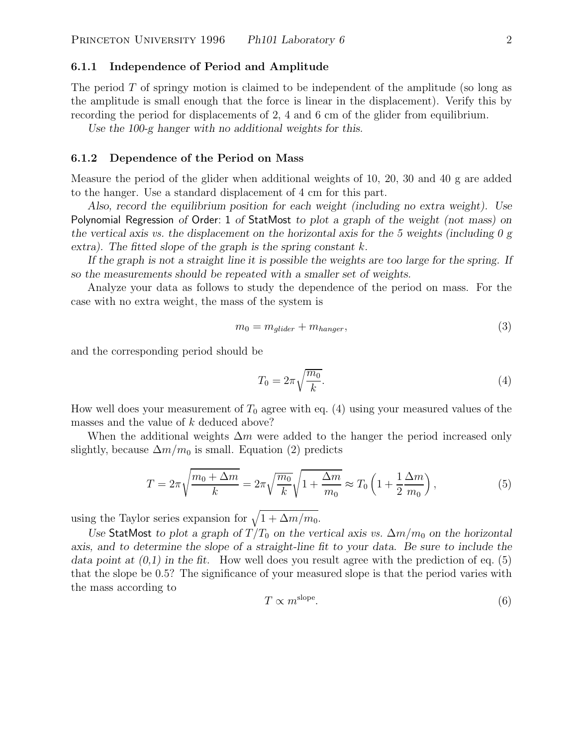### 6.1.1 Independence of Period and Amplitude

The period $T$ of springy motion is claimed to be independent of the amplitude (so long as the amplitude is small enough that the force is linear in the displacement). Verify this by recording the period for displacements of 2, 4 and 6 cm of the glider from equilibrium.

*Use the 100-g hanger with no additional weights for this.*

### 6.1.2 Dependence of the Period on Mass

Measure the period of the glider when additional weights of 10, 20, 30 and 40 g are added to the hanger. Use a standard displacement of 4 cm for this part.

*Also, record the equilibrium position for each weight (including no extra weight). Use* Polynomial Regression *of* Order: 1 *of* StatMost *to plot a graph of the weight (not mass) on the vertical axis vs. the displacement on the horizontal axis for the 5 weights (including 0 g extra). The fitted slope of the graph is the spring constant $k$.*

*If the graph is not a straight line it is possible the weights are too large for the spring. If so the measurements should be repeated with a smaller set of weights.*

Analyze your data as follows to study the dependence of the period on mass. For the case with no extra weight, the mass of the system is

$$m_0 = m_{glider} + m_{hanger}, \tag{3}$$

and the corresponding period should be

$$T_0 = 2\pi\sqrt{\frac{m_0}{k}}. \tag{4}$$

How well does your measurement of $T_0$ agree with eq. (4) using your measured values of the masses and the value of $k$ deduced above?

When the additional weights $\Delta m$ were added to the hanger the period increased only slightly, because $\Delta m/m_0$ is small. Equation (2) predicts

$$T = 2\pi\sqrt{\frac{m_0 + \Delta m}{k}} = 2\pi\sqrt{\frac{m_0}{k}}\sqrt{1 + \frac{\Delta m}{m_0}} \approx T_0\left(1 + \frac{1}{2}\frac{\Delta m}{m_0}\right), \tag{5}$$

using the Taylor series expansion for $\sqrt{1 + \Delta m/m_0}$.

*Use* StatMost *to plot a graph of $T/T_0$ on the vertical axis vs. $\Delta m/m_0$ on the horizontal axis, and to determine the slope of a straight-line fit to your data. Be sure to include the data point at (0,1) in the fit.* How well does you result agree with the prediction of eq. (5) that the slope be 0.5? The significance of your measured slope is that the period varies with the mass according to

$$T \propto m^{\text{slope}}. \tag{6}$$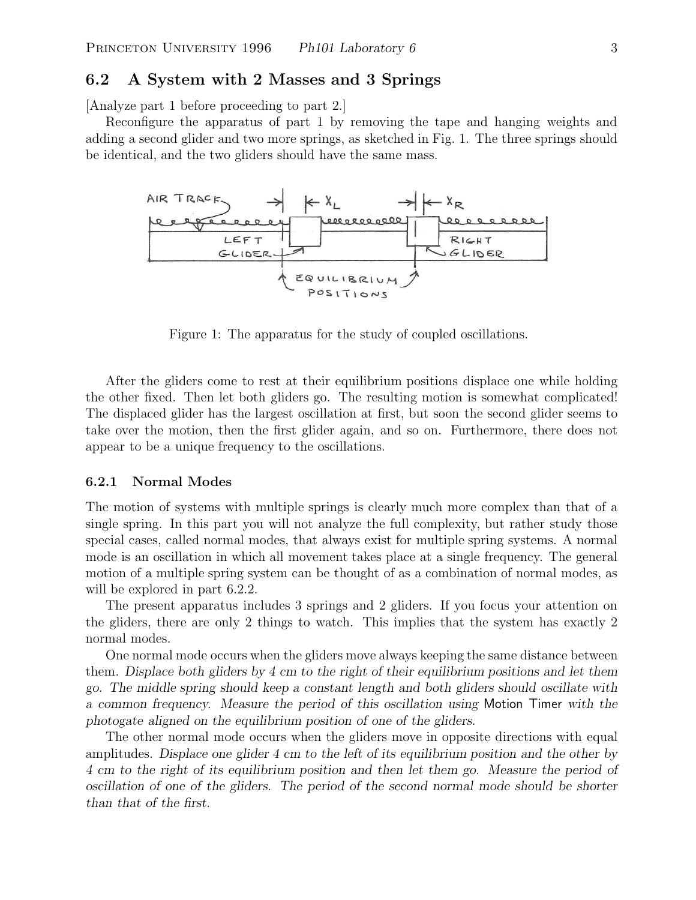## 6.2 A System with 2 Masses and 3 Springs

[Analyze part 1 before proceeding to part 2.]

Reconfigure the apparatus of part 1 by removing the tape and hanging weights and adding a second glider and two more springs, as sketched in Fig. 1. The three springs should be identical, and the two gliders should have the same mass.

Figure 1: The apparatus for the study of coupled oscillations.

After the gliders come to rest at their equilibrium positions displace one while holding the other fixed. Then let both gliders go. The resulting motion is somewhat complicated! The displaced glider has the largest oscillation at first, but soon the second glider seems to take over the motion, then the first glider again, and so on. Furthermore, there does not appear to be a unique frequency to the oscillations.

### 6.2.1 Normal Modes

The motion of systems with multiple springs is clearly much more complex than that of a single spring. In this part you will not analyze the full complexity, but rather study those special cases, called normal modes, that always exist for multiple spring systems. A normal mode is an oscillation in which all movement takes place at a single frequency. The general motion of a multiple spring system can be thought of as a combination of normal modes, as will be explored in part 6.2.2.

The present apparatus includes 3 springs and 2 gliders. If you focus your attention on the gliders, there are only 2 things to watch. This implies that the system has exactly 2 normal modes.

One normal mode occurs when the gliders move always keeping the same distance between them. *Displace both gliders by 4 cm to the right of their equilibrium positions and let them go. The middle spring should keep a constant length and both gliders should oscillate with a common frequency. Measure the period of this oscillation using* Motion Timer *with the photogate aligned on the equilibrium position of one of the gliders.*

The other normal mode occurs when the gliders move in opposite directions with equal amplitudes. *Displace one glider 4 cm to the left of its equilibrium position and the other by 4 cm to the right of its equilibrium position and then let them go. Measure the period of oscillation of one of the gliders. The period of the second normal mode should be shorter than that of the first.*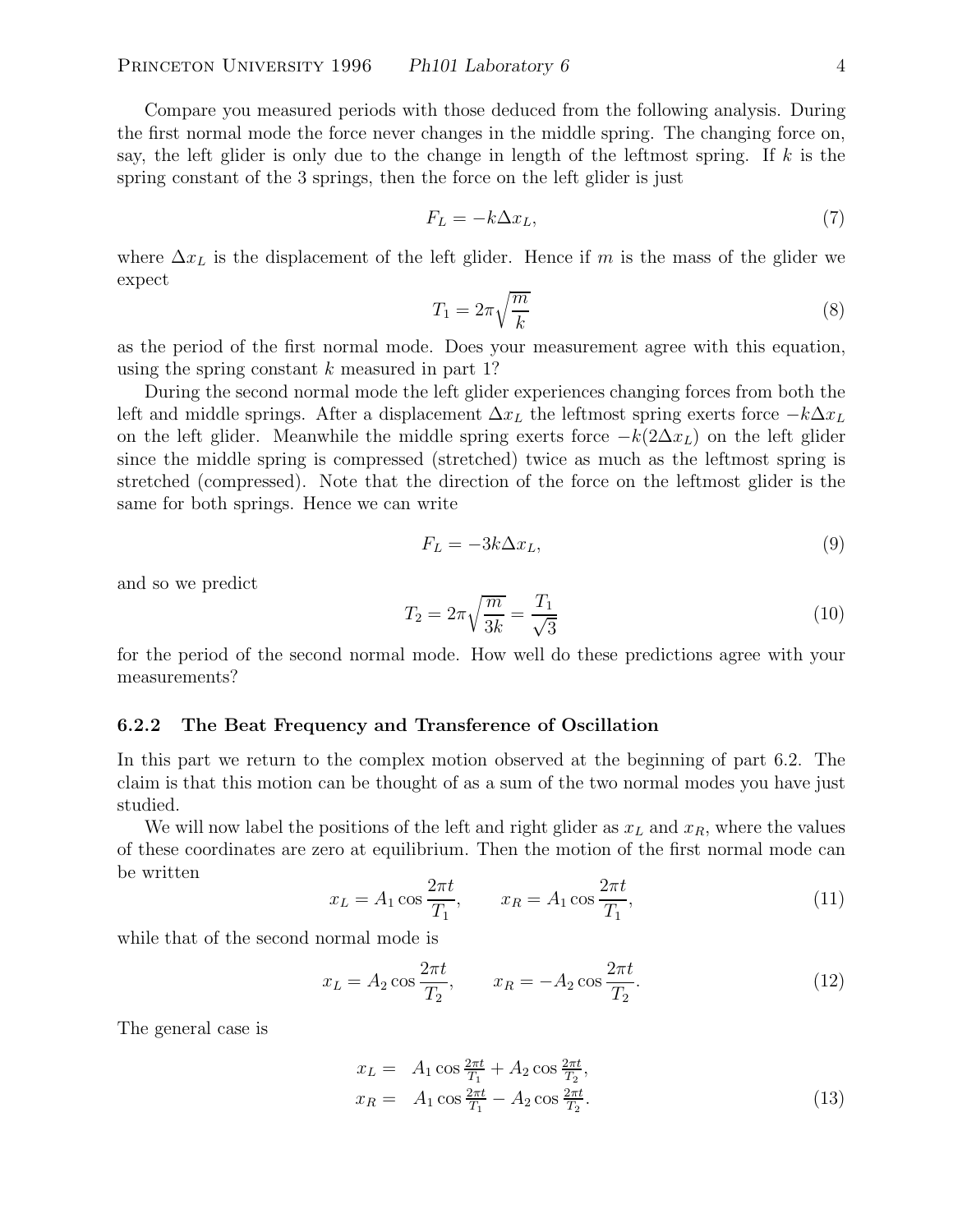Compare you measured periods with those deduced from the following analysis. During the first normal mode the force never changes in the middle spring. The changing force on, say, the left glider is only due to the change in length of the leftmost spring. If $k$ is the spring constant of the 3 springs, then the force on the left glider is just

$$F_L = -k\Delta x_L, \tag{7}$$

where $\Delta x_L$ is the displacement of the left glider. Hence if $m$ is the mass of the glider we expect

$$T_1 = 2\pi\sqrt{\frac{m}{k}} \tag{8}$$

as the period of the first normal mode. Does your measurement agree with this equation, using the spring constant $k$ measured in part 1?

During the second normal mode the left glider experiences changing forces from both the left and middle springs. After a displacement $\Delta x_L$ the leftmost spring exerts force $-k\Delta x_L$ on the left glider. Meanwhile the middle spring exerts force $-k(2\Delta x_L)$ on the left glider since the middle spring is compressed (stretched) twice as much as the leftmost spring is stretched (compressed). Note that the direction of the force on the leftmost glider is the same for both springs. Hence we can write

$$F_L = -3k\Delta x_L, \tag{9}$$

and so we predict

$$T_2 = 2\pi\sqrt{\frac{m}{3k}} = \frac{T_1}{\sqrt{3}} \tag{10}$$

for the period of the second normal mode. How well do these predictions agree with your measurements?

### 6.2.2 The Beat Frequency and Transference of Oscillation

In this part we return to the complex motion observed at the beginning of part 6.2. The claim is that this motion can be thought of as a sum of the two normal modes you have just studied.

We will now label the positions of the left and right glider as $x_L$ and $x_R$, where the values of these coordinates are zero at equilibrium. Then the motion of the first normal mode can be written

$$x_L = A_1 \cos\frac{2\pi t}{T_1}, \qquad x_R = A_1 \cos\frac{2\pi t}{T_1}, \tag{11}$$

while that of the second normal mode is

$$x_L = A_2 \cos\frac{2\pi t}{T_2}, \qquad x_R = -A_2 \cos\frac{2\pi t}{T_2}. \tag{12}$$

The general case is

$$\begin{aligned} x_L &= A_1 \cos\tfrac{2\pi t}{T_1} + A_2 \cos\tfrac{2\pi t}{T_2}, \\ x_R &= A_1 \cos\tfrac{2\pi t}{T_1} - A_2 \cos\tfrac{2\pi t}{T_2}. \end{aligned} \tag{13}$$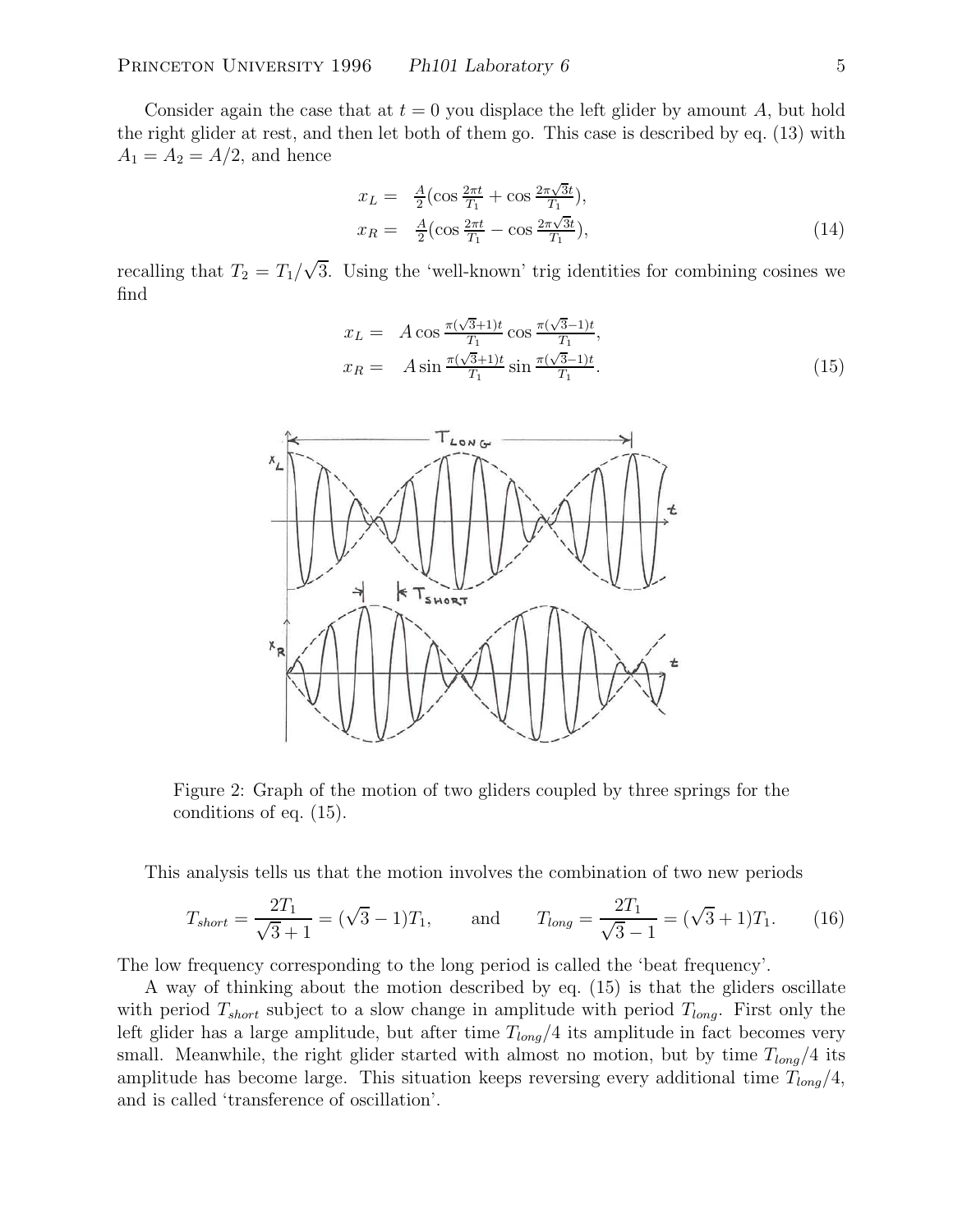Consider again the case that at $t = 0$ you displace the left glider by amount $A$, but hold the right glider at rest, and then let both of them go. This case is described by eq. (13) with $A_1 = A_2 = A/2$, and hence

$$
\begin{aligned}
x_L &= \tfrac{A}{2}\left(\cos\tfrac{2\pi t}{T_1} + \cos\tfrac{2\pi\sqrt{3}t}{T_1}\right), \\
x_R &= \tfrac{A}{2}\left(\cos\tfrac{2\pi t}{T_1} - \cos\tfrac{2\pi\sqrt{3}t}{T_1}\right),
\end{aligned} \tag{14}
$$

recalling that $T_2 = T_1/\sqrt{3}$. Using the 'well-known' trig identities for combining cosines we find

$$
\begin{aligned}
x_L &= A\cos\tfrac{\pi(\sqrt{3}+1)t}{T_1}\cos\tfrac{\pi(\sqrt{3}-1)t}{T_1}, \\
x_R &= A\sin\tfrac{\pi(\sqrt{3}+1)t}{T_1}\sin\tfrac{\pi(\sqrt{3}-1)t}{T_1}.
\end{aligned} \tag{15}
$$

Figure 2: Graph of the motion of two gliders coupled by three springs for the conditions of eq. (15).

This analysis tells us that the motion involves the combination of two new periods

$$
T_{short} = \frac{2T_1}{\sqrt{3}+1} = (\sqrt{3}-1)T_1, \qquad \text{and} \qquad T_{long} = \frac{2T_1}{\sqrt{3}-1} = (\sqrt{3}+1)T_1. \tag{16}
$$

The low frequency corresponding to the long period is called the 'beat frequency'.

A way of thinking about the motion described by eq. (15) is that the gliders oscillate with period $T_{short}$ subject to a slow change in amplitude with period $T_{long}$. First only the left glider has a large amplitude, but after time $T_{long}/4$ its amplitude in fact becomes very small. Meanwhile, the right glider started with almost no motion, but by time $T_{long}/4$ its amplitude has become large. This situation keeps reversing every additional time $T_{long}/4$, and is called 'transference of oscillation'.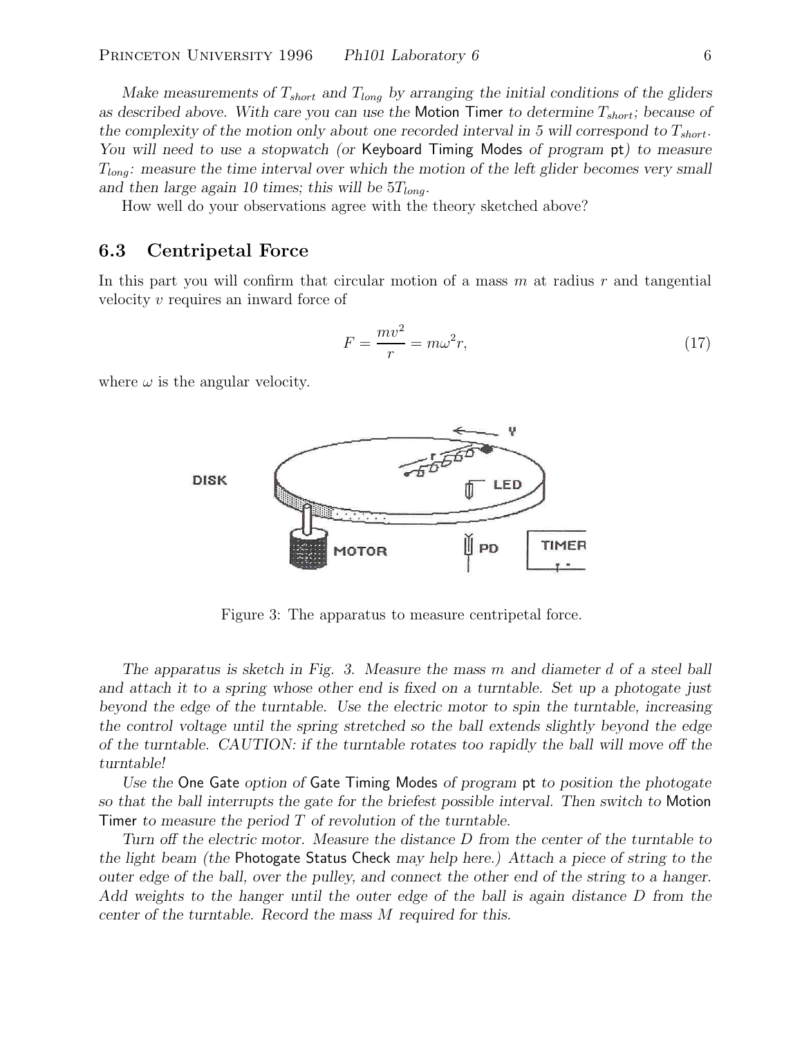*Make measurements of $T_{short}$ and $T_{long}$ by arranging the initial conditions of the gliders as described above. With care you can use the* Motion Timer *to determine $T_{short}$; because of the complexity of the motion only about one recorded interval in 5 will correspond to $T_{short}$. You will need to use a stopwatch (or* Keyboard Timing Modes *of program* pt*) to measure $T_{long}$: measure the time interval over which the motion of the left glider becomes very small and then large again 10 times; this will be $5T_{long}$.*

How well do your observations agree with the theory sketched above?

## 6.3 Centripetal Force

In this part you will confirm that circular motion of a mass $m$ at radius $r$ and tangential velocity $v$ requires an inward force of

$$F = \frac{mv^2}{r} = m\omega^2 r, \tag{17}$$

where $\omega$ is the angular velocity.

Figure 3: The apparatus to measure centripetal force.

*The apparatus is sketch in Fig. 3. Measure the mass $m$ and diameter $d$ of a steel ball and attach it to a spring whose other end is fixed on a turntable. Set up a photogate just beyond the edge of the turntable. Use the electric motor to spin the turntable, increasing the control voltage until the spring stretched so the ball extends slightly beyond the edge of the turntable. CAUTION: if the turntable rotates too rapidly the ball will move off the turntable!*

*Use the* One Gate *option of* Gate Timing Modes *of program* pt *to position the photogate so that the ball interrupts the gate for the briefest possible interval. Then switch to* Motion Timer *to measure the period $T$ of revolution of the turntable.*

*Turn off the electric motor. Measure the distance $D$ from the center of the turntable to the light beam (the* Photogate Status Check *may help here.) Attach a piece of string to the outer edge of the ball, over the pulley, and connect the other end of the string to a hanger. Add weights to the hanger until the outer edge of the ball is again distance $D$ from the center of the turntable. Record the mass $M$ required for this.*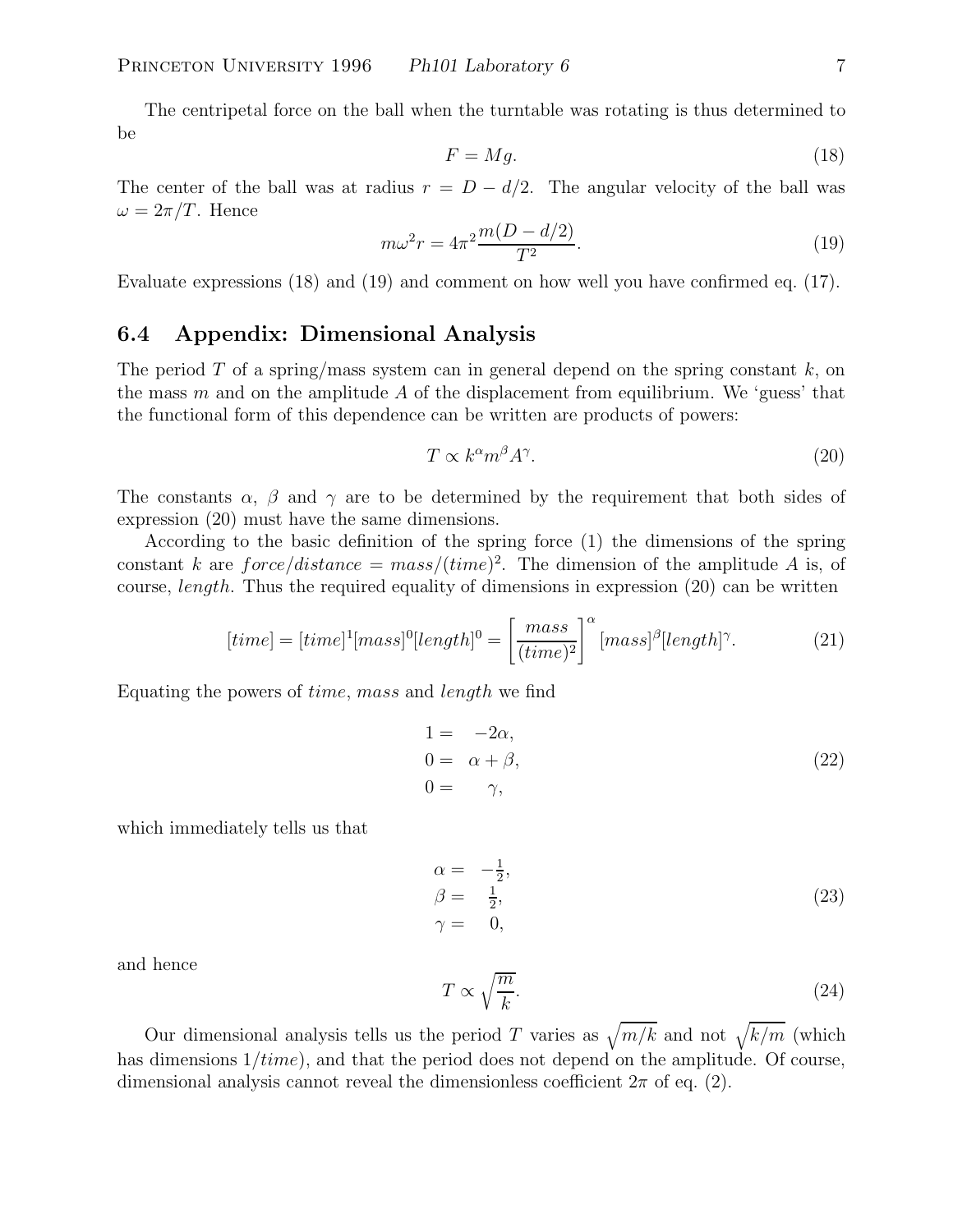The centripetal force on the ball when the turntable was rotating is thus determined to be

$$F = Mg. \tag{18}$$

The center of the ball was at radius $r = D - d/2$. The angular velocity of the ball was $\omega = 2\pi/T$. Hence

$$m\omega^2 r = 4\pi^2 \frac{m(D - d/2)}{T^2}. \tag{19}$$

Evaluate expressions (18) and (19) and comment on how well you have confirmed eq. (17).

## 6.4 Appendix: Dimensional Analysis

The period $T$ of a spring/mass system can in general depend on the spring constant $k$, on the mass $m$ and on the amplitude $A$ of the displacement from equilibrium. We 'guess' that the functional form of this dependence can be written are products of powers:

$$T \propto k^\alpha m^\beta A^\gamma. \tag{20}$$

The constants $\alpha$, $\beta$ and $\gamma$ are to be determined by the requirement that both sides of expression (20) must have the same dimensions.

According to the basic definition of the spring force (1) the dimensions of the spring constant $k$ are $force/distance = mass/(time)^2$. The dimension of the amplitude $A$ is, of course, *length*. Thus the required equality of dimensions in expression (20) can be written

$$[time] = [time]^1[mass]^0[length]^0 = \left[\frac{mass}{(time)^2}\right]^\alpha [mass]^\beta [length]^\gamma. \tag{21}$$

Equating the powers of *time*, *mass* and *length* we find

$$\begin{aligned} 1 &= -2\alpha, \\ 0 &= \alpha + \beta, \\ 0 &= \gamma, \end{aligned} \tag{22}$$

which immediately tells us that

$$\begin{aligned} \alpha &= -\tfrac{1}{2}, \\ \beta &= \tfrac{1}{2}, \\ \gamma &= 0, \end{aligned} \tag{23}$$

and hence

$$T \propto \sqrt{\frac{m}{k}}. \tag{24}$$

Our dimensional analysis tells us the period $T$ varies as $\sqrt{m/k}$ and not $\sqrt{k/m}$ (which has dimensions $1/time$), and that the period does not depend on the amplitude. Of course, dimensional analysis cannot reveal the dimensionless coefficient $2\pi$ of eq. (2).